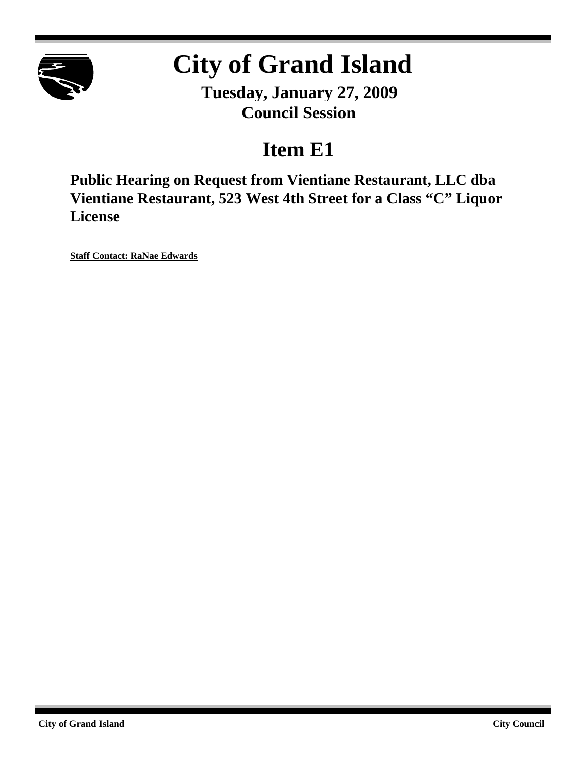# City of Grand Island

**Tuesday, January 27, 2009**
**Council Session**

## Item E1

### Public Hearing on Request from Vientiane Restaurant, LLC dba Vientiane Restaurant, 523 West 4th Street for a Class "C" Liquor License

**Staff Contact: RaNae Edwards**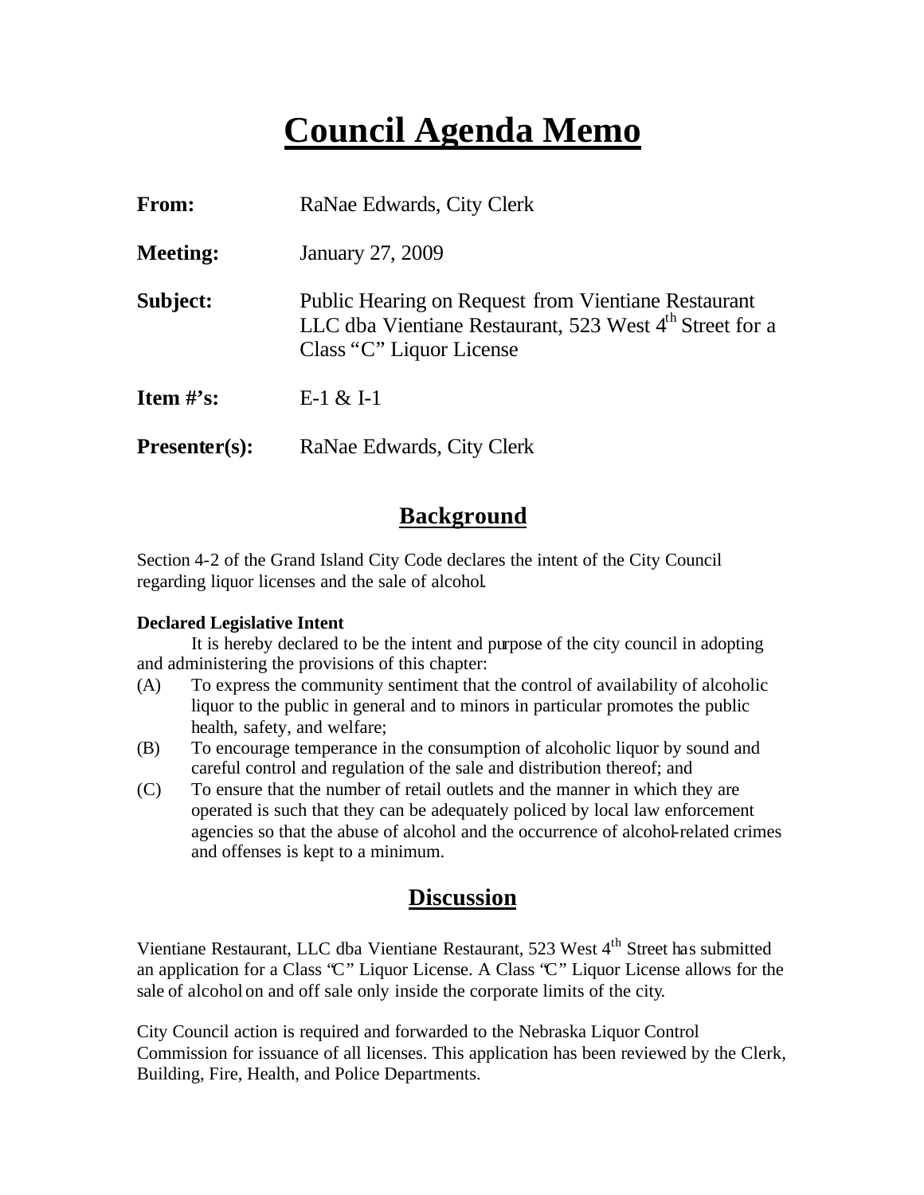# Council Agenda Memo

**From:** RaNae Edwards, City Clerk

**Meeting:** January 27, 2009

**Subject:** Public Hearing on Request from Vientiane Restaurant LLC dba Vientiane Restaurant, 523 West 4th Street for a Class "C" Liquor License

**Item #'s:** E-1 & I-1

**Presenter(s):** RaNae Edwards, City Clerk

## Background

Section 4-2 of the Grand Island City Code declares the intent of the City Council regarding liquor licenses and the sale of alcohol.

**Declared Legislative Intent**

It is hereby declared to be the intent and purpose of the city council in adopting and administering the provisions of this chapter:

(A) To express the community sentiment that the control of availability of alcoholic liquor to the public in general and to minors in particular promotes the public health, safety, and welfare;

(B) To encourage temperance in the consumption of alcoholic liquor by sound and careful control and regulation of the sale and distribution thereof; and

(C) To ensure that the number of retail outlets and the manner in which they are operated is such that they can be adequately policed by local law enforcement agencies so that the abuse of alcohol and the occurrence of alcohol-related crimes and offenses is kept to a minimum.

## Discussion

Vientiane Restaurant, LLC dba Vientiane Restaurant, 523 West 4th Street has submitted an application for a Class "C" Liquor License. A Class "C" Liquor License allows for the sale of alcohol on and off sale only inside the corporate limits of the city.

City Council action is required and forwarded to the Nebraska Liquor Control Commission for issuance of all licenses. This application has been reviewed by the Clerk, Building, Fire, Health, and Police Departments.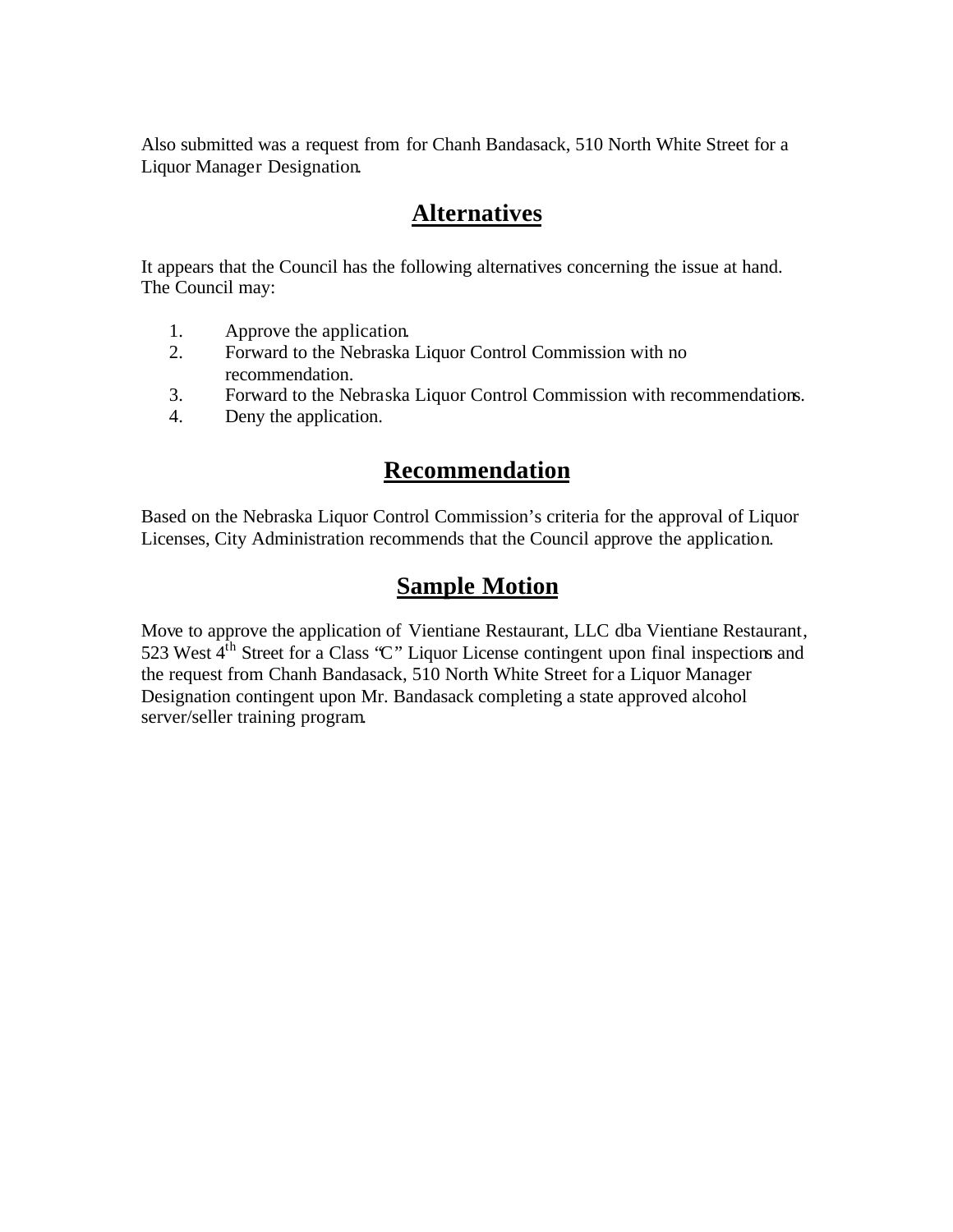Also submitted was a request from for Chanh Bandasack, 510 North White Street for a Liquor Manager Designation.

## Alternatives

It appears that the Council has the following alternatives concerning the issue at hand. The Council may:

1. Approve the application.
2. Forward to the Nebraska Liquor Control Commission with no recommendation.
3. Forward to the Nebraska Liquor Control Commission with recommendations.
4. Deny the application.

## Recommendation

Based on the Nebraska Liquor Control Commission's criteria for the approval of Liquor Licenses, City Administration recommends that the Council approve the application.

## Sample Motion

Move to approve the application of Vientiane Restaurant, LLC dba Vientiane Restaurant, 523 West 4th Street for a Class "C" Liquor License contingent upon final inspections and the request from Chanh Bandasack, 510 North White Street for a Liquor Manager Designation contingent upon Mr. Bandasack completing a state approved alcohol server/seller training program.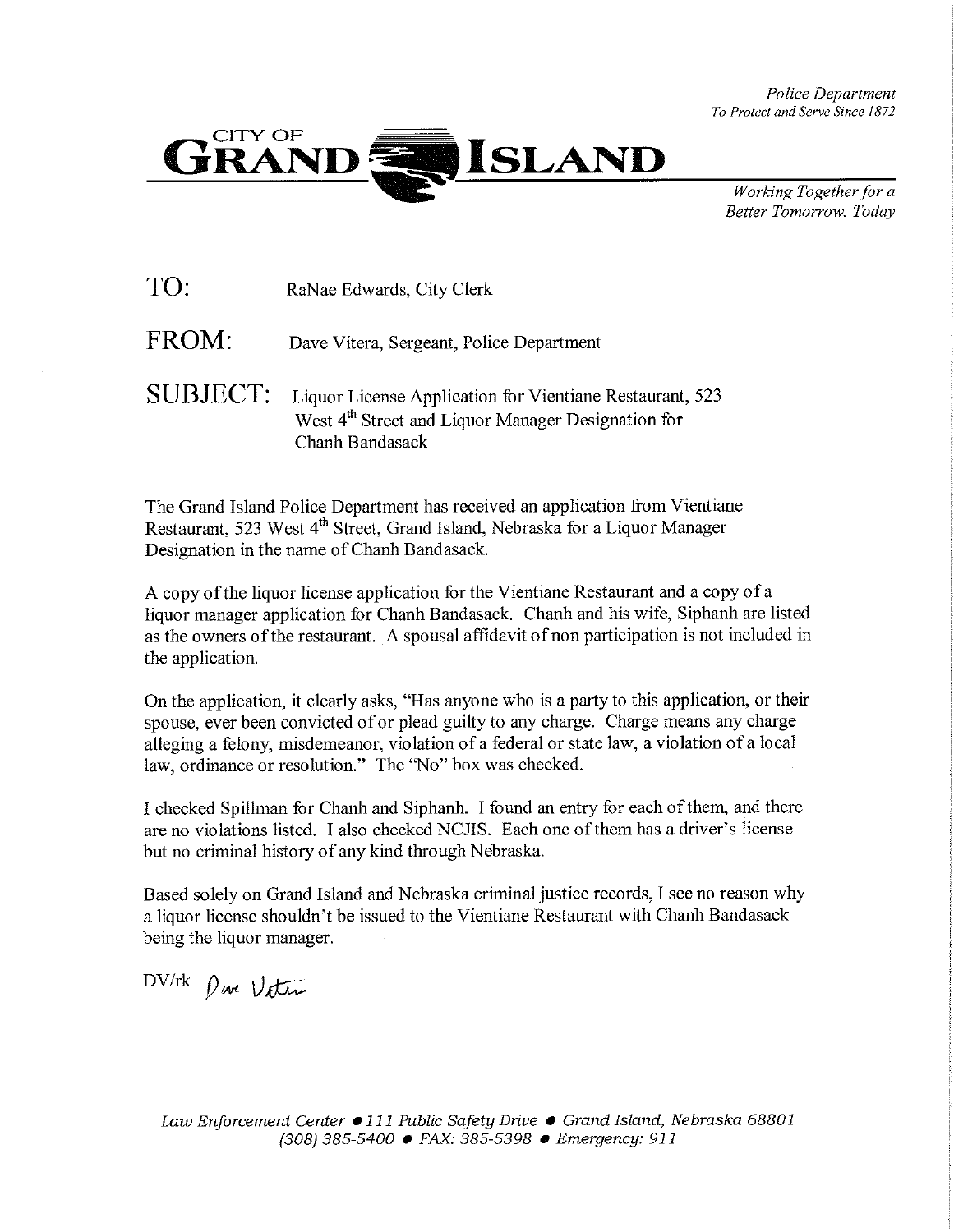*Police Department*
*To Protect and Serve Since 1872*

CITY OF **GRAND ISLAND**

*Working Together for a Better Tomorrow. Today*

**TO:** RaNae Edwards, City Clerk

**FROM:** Dave Vitera, Sergeant, Police Department

**SUBJECT:** Liquor License Application for Vientiane Restaurant, 523 West 4th Street and Liquor Manager Designation for Chanh Bandasack

The Grand Island Police Department has received an application from Vientiane Restaurant, 523 West 4th Street, Grand Island, Nebraska for a Liquor Manager Designation in the name of Chanh Bandasack.

A copy of the liquor license application for the Vientiane Restaurant and a copy of a liquor manager application for Chanh Bandasack. Chanh and his wife, Siphanh are listed as the owners of the restaurant. A spousal affidavit of non participation is not included in the application.

On the application, it clearly asks, "Has anyone who is a party to this application, or their spouse, ever been convicted of or plead guilty to any charge. Charge means any charge alleging a felony, misdemeanor, violation of a federal or state law, a violation of a local law, ordinance or resolution." The "No" box was checked.

I checked Spillman for Chanh and Siphanh. I found an entry for each of them, and there are no violations listed. I also checked NCJIS. Each one of them has a driver's license but no criminal history of any kind through Nebraska.

Based solely on Grand Island and Nebraska criminal justice records, I see no reason why a liquor license shouldn't be issued to the Vientiane Restaurant with Chanh Bandasack being the liquor manager.

DV/rk *Dave Vitera*

*Law Enforcement Center • 111 Public Safety Drive • Grand Island, Nebraska 68801*
*(308) 385-5400 • FAX: 385-5398 • Emergency: 911*